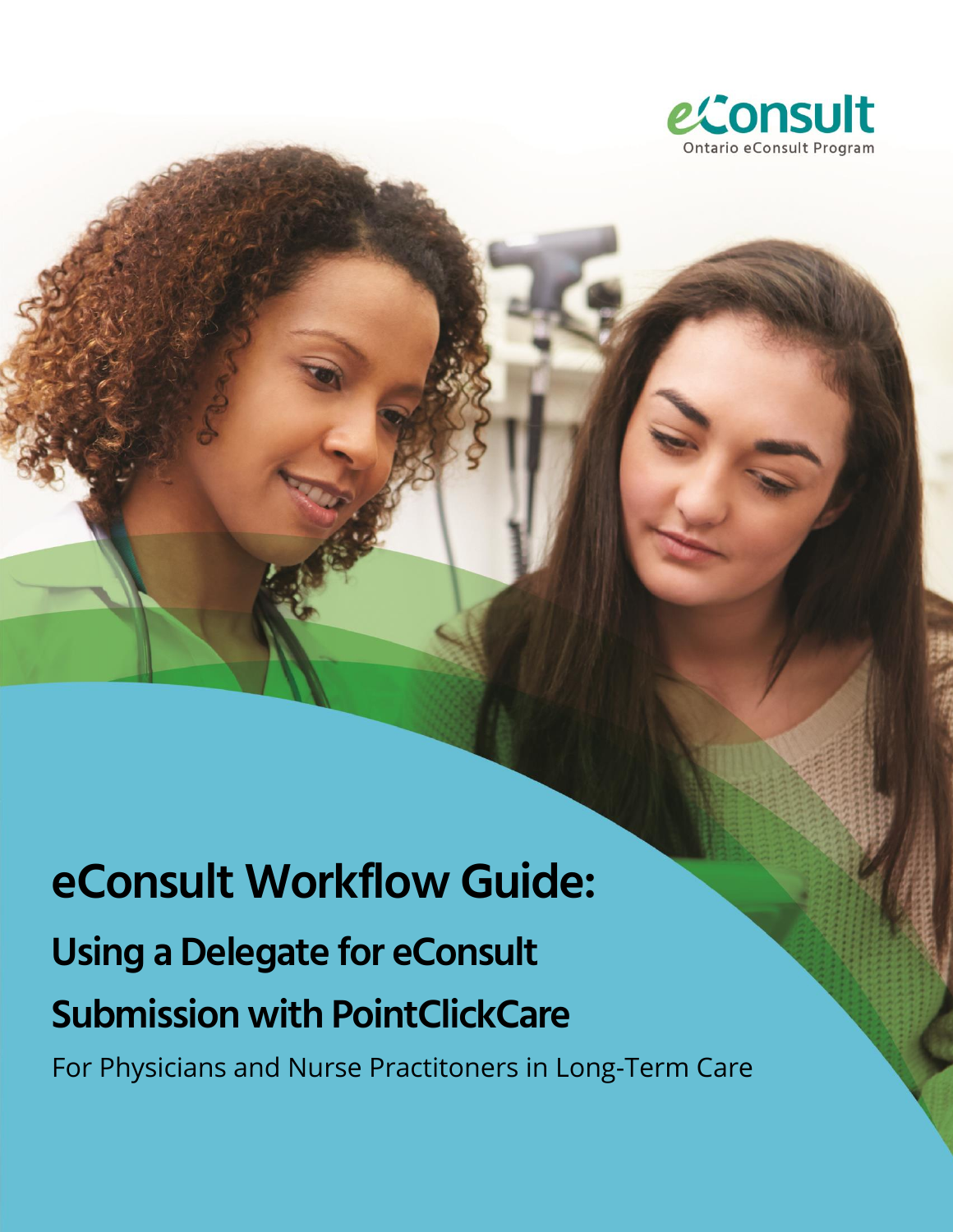eConsult
Ontario eConsult Program

# eConsult Workflow Guide:

## Using a Delegate for eConsult Submission with PointClickCare

For Physicians and Nurse Practitoners in Long-Term Care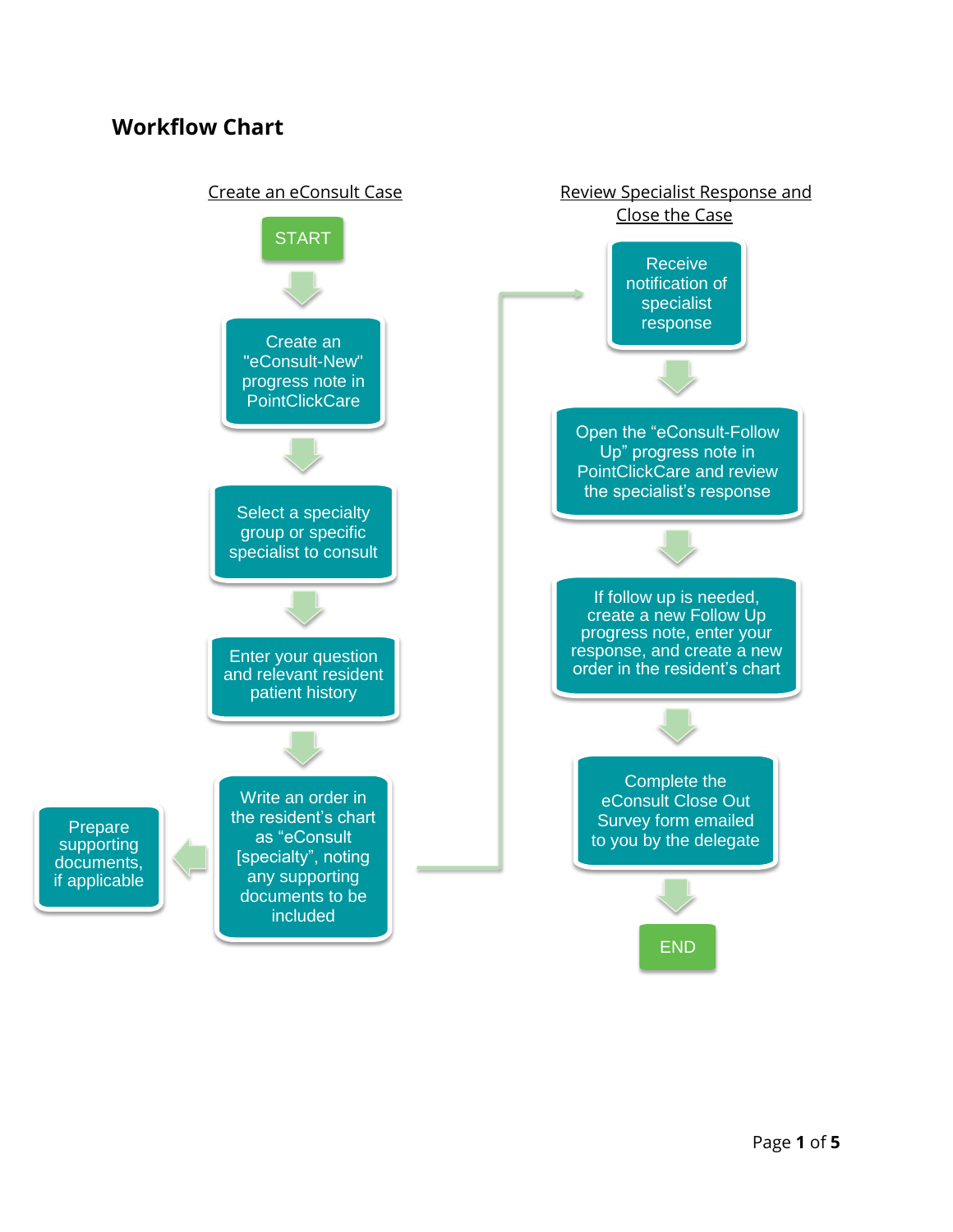# Workflow Chart

## Create an eCensult Case

START

Create an "eConsult-New" progress note in PointClickCare

Select a specialty group or specific specialist to consult

Enter your question and relevant resident patient history

Write an order in the resident's chart as "eConsult [specialty]", noting any supporting documents to be included

Prepare supporting documents, if applicable

## Review Specialist Response and Close the Case

Receive notification of specialist response

Open the "eConsult-Follow Up" progress note in PointClickCare and review the specialist's response

If follow up is needed, create a new Follow Up progress note, enter your response, and create a new order in the resident's chart

Complete the eConsult Close Out Survey form emailed to you by the delegate

END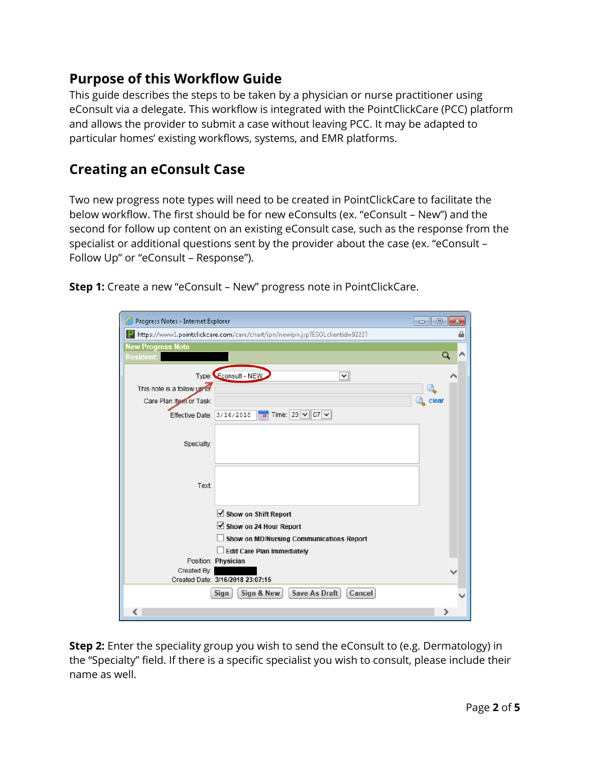## Purpose of this Workflow Guide

This guide describes the steps to be taken by a physician or nurse practitioner using eConsult via a delegate. This workflow is integrated with the PointClickCare (PCC) platform and allows the provider to submit a case without leaving PCC. It may be adapted to particular homes' existing workflows, systems, and EMR platforms.

## Creating an eConsult Case

Two new progress note types will need to be created in PointClickCare to facilitate the below workflow. The first should be for new eConsults (ex. "eConsult – New") and the second for follow up content on an existing eConsult case, such as the response from the specialist or additional questions sent by the provider about the case (ex. "eConsult – Follow Up" or "eConsult – Response").

**Step 1:** Create a new "eConsult – New" progress note in PointClickCare.

**Step 2:** Enter the speciality group you wish to send the eConsult to (e.g. Dermatology) in the "Specialty" field. If there is a specific specialist you wish to consult, please include their name as well.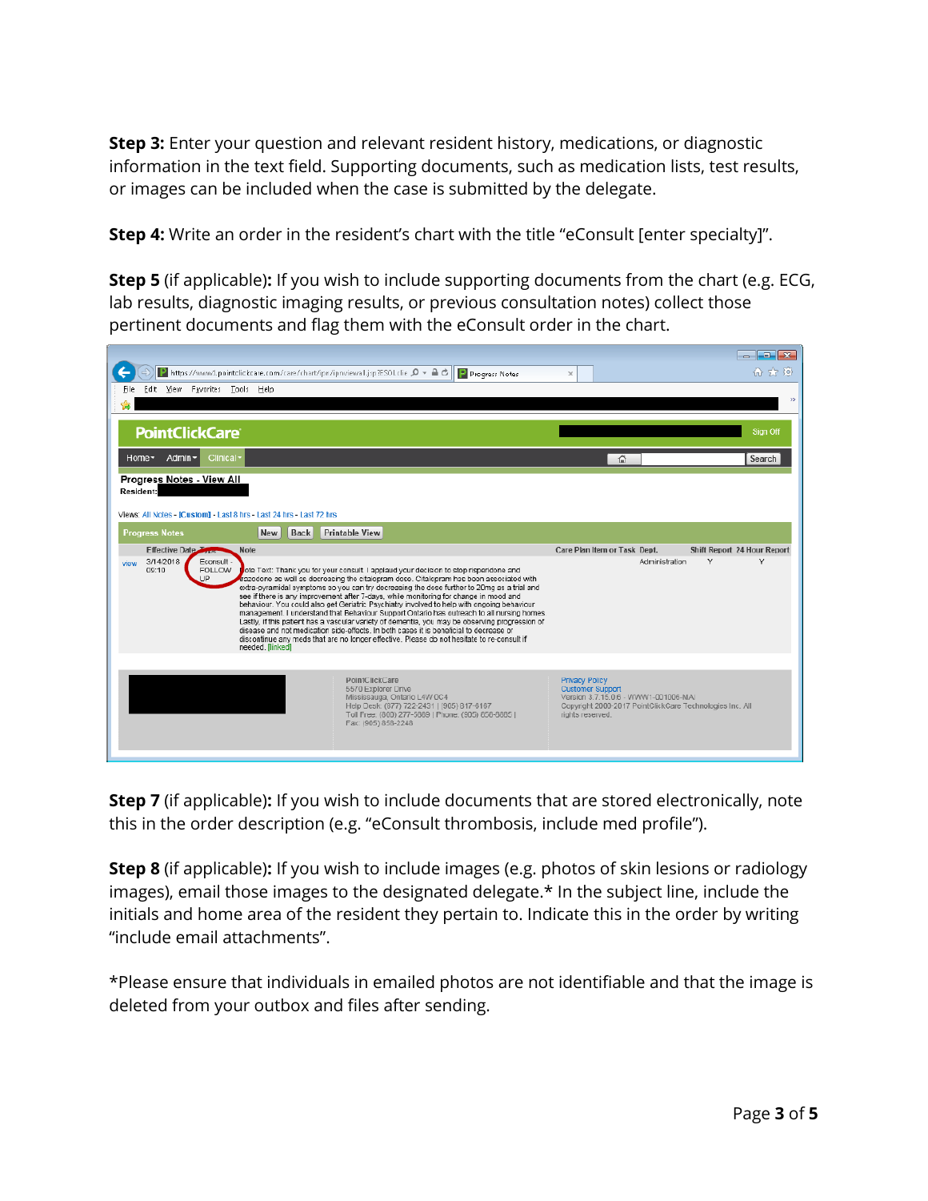**Step 3:** Enter your question and relevant resident history, medications, or diagnostic information in the text field. Supporting documents, such as medication lists, test results, or images can be included when the case is submitted by the delegate.

**Step 4:** Write an order in the resident's chart with the title "eConsult [enter specialty]".

**Step 5** (if applicable)**:** If you wish to include supporting documents from the chart (e.g. ECG, lab results, diagnostic imaging results, or previous consultation notes) collect those pertinent documents and flag them with the eConsult order in the chart.

**Step 7** (if applicable)**:** If you wish to include documents that are stored electronically, note this in the order description (e.g. "eConsult thrombosis, include med profile").

**Step 8** (if applicable)**:** If you wish to include images (e.g. photos of skin lesions or radiology images), email those images to the designated delegate.* In the subject line, include the initials and home area of the resident they pertain to. Indicate this in the order by writing "include email attachments".

*Please ensure that individuals in emailed photos are not identifiable and that the image is deleted from your outbox and files after sending.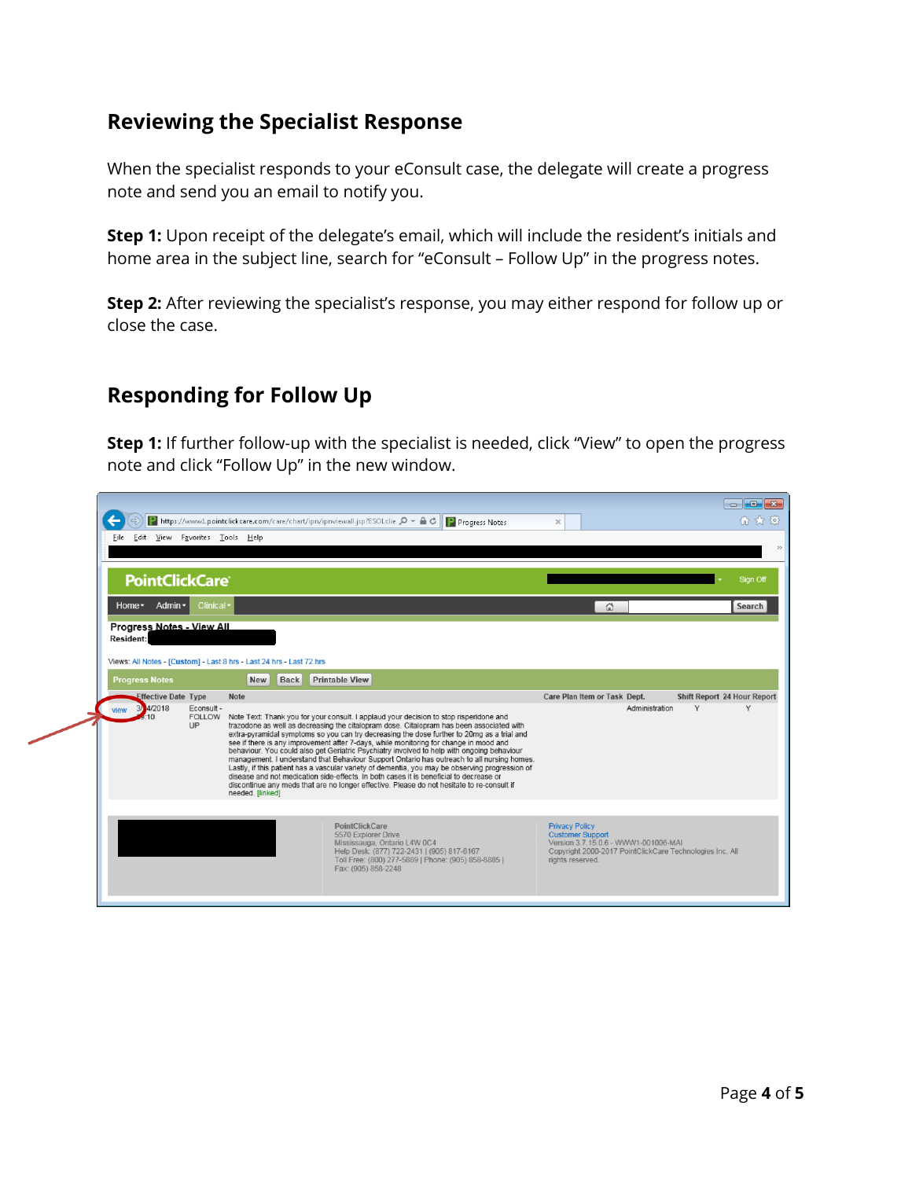## Reviewing the Specialist Response

When the specialist responds to your eConsult case, the delegate will create a progress note and send you an email to notify you.

**Step 1:** Upon receipt of the delegate's email, which will include the resident's initials and home area in the subject line, search for "eConsult – Follow Up" in the progress notes.

**Step 2:** After reviewing the specialist's response, you may either respond for follow up or close the case.

## Responding for Follow Up

**Step 1:** If further follow-up with the specialist is needed, click "View" to open the progress note and click "Follow Up" in the new window.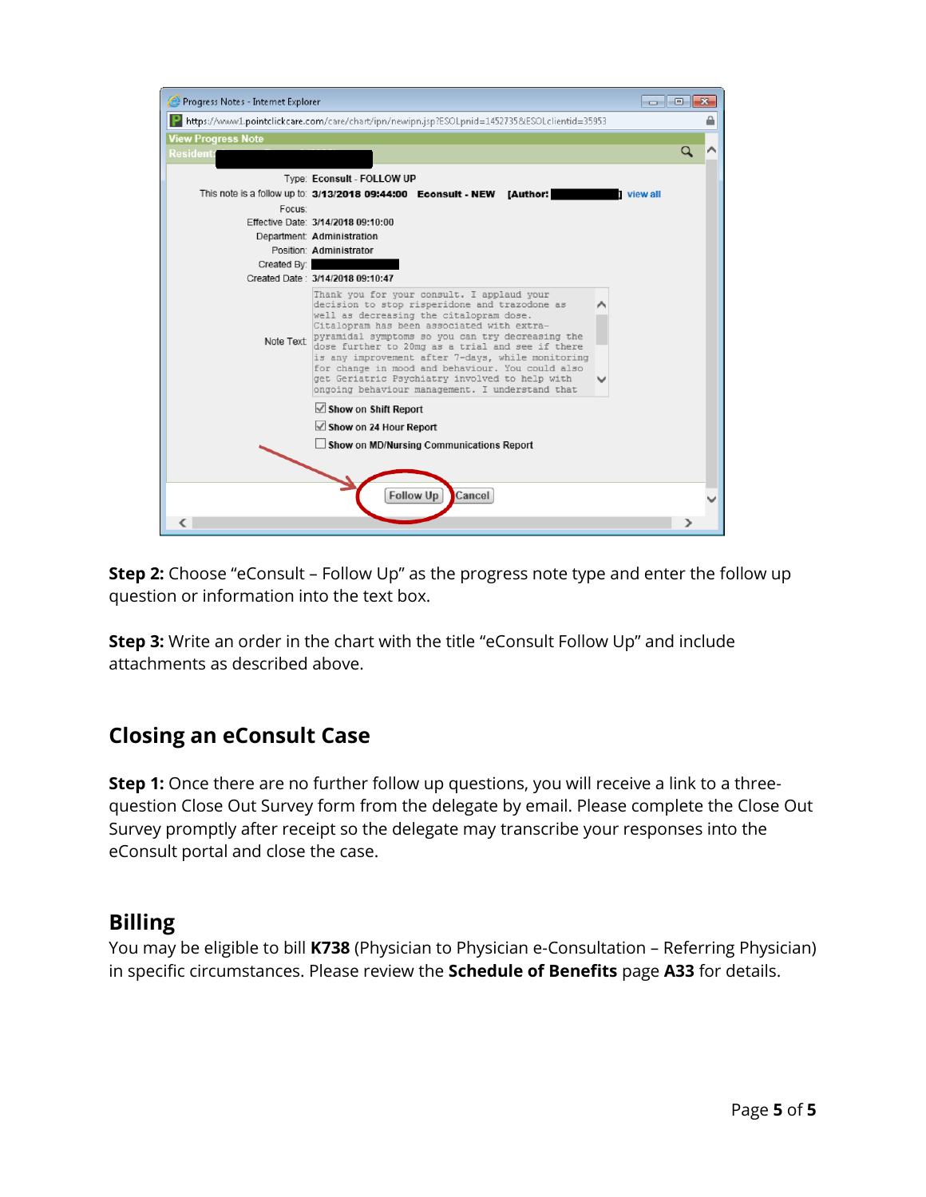**Step 2:** Choose "eConsult – Follow Up" as the progress note type and enter the follow up question or information into the text box.

**Step 3:** Write an order in the chart with the title "eConsult Follow Up" and include attachments as described above.

## Closing an eConsult Case

**Step 1:** Once there are no further follow up questions, you will receive a link to a three-question Close Out Survey form from the delegate by email. Please complete the Close Out Survey promptly after receipt so the delegate may transcribe your responses into the eConsult portal and close the case.

## Billing

You may be eligible to bill **K738** (Physician to Physician e-Consultation – Referring Physician) in specific circumstances. Please review the **Schedule of Benefits** page **A33** for details.